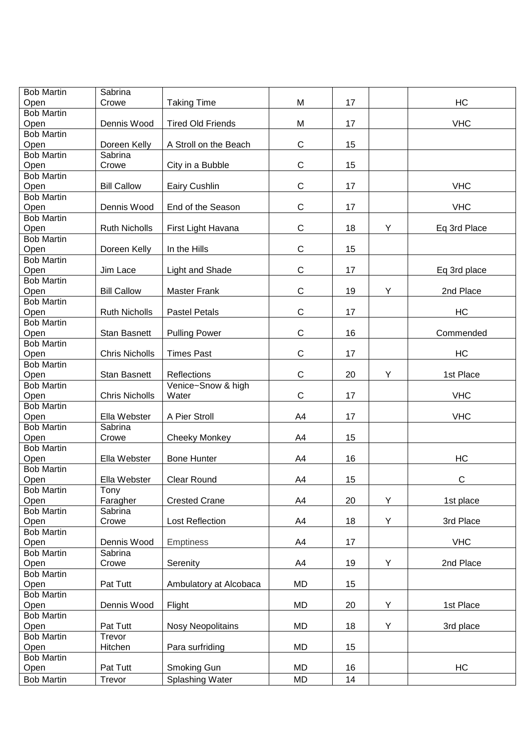| Bob Martin Open | Sabrina Crowe | Taking Time | M | 17 | | HC |
|---|---|---|---|---|---|---|
| Bob Martin Open | Dennis Wood | Tired Old Friends | M | 17 | | VHC |
| Bob Martin Open | Doreen Kelly | A Stroll on the Beach | C | 15 | | |
| Bob Martin Open | Sabrina Crowe | City in a Bubble | C | 15 | | |
| Bob Martin Open | Bill Callow | Eairy Cushlin | C | 17 | | VHC |
| Bob Martin Open | Dennis Wood | End of the Season | C | 17 | | VHC |
| Bob Martin Open | Ruth Nicholls | First Light Havana | C | 18 | Y | Eq 3rd Place |
| Bob Martin Open | Doreen Kelly | In the Hills | C | 15 | | |
| Bob Martin Open | Jim Lace | Light and Shade | C | 17 | | Eq 3rd place |
| Bob Martin Open | Bill Callow | Master Frank | C | 19 | Y | 2nd Place |
| Bob Martin Open | Ruth Nicholls | Pastel Petals | C | 17 | | HC |
| Bob Martin Open | Stan Basnett | Pulling Power | C | 16 | | Commended |
| Bob Martin Open | Chris Nicholls | Times Past | C | 17 | | HC |
| Bob Martin Open | Stan Basnett | Reflections | C | 20 | Y | 1st Place |
| Bob Martin Open | Chris Nicholls | Venice~Snow & high Water | C | 17 | | VHC |
| Bob Martin Open | Ella Webster | A Pier Stroll | A4 | 17 | | VHC |
| Bob Martin Open | Sabrina Crowe | Cheeky Monkey | A4 | 15 | | |
| Bob Martin Open | Ella Webster | Bone Hunter | A4 | 16 | | HC |
| Bob Martin Open | Ella Webster | Clear Round | A4 | 15 | | C |
| Bob Martin Open | Tony Faragher | Crested Crane | A4 | 20 | Y | 1st place |
| Bob Martin Open | Sabrina Crowe | Lost Reflection | A4 | 18 | Y | 3rd Place |
| Bob Martin Open | Dennis Wood | Emptiness | A4 | 17 | | VHC |
| Bob Martin Open | Sabrina Crowe | Serenity | A4 | 19 | Y | 2nd Place |
| Bob Martin Open | Pat Tutt | Ambulatory at Alcobaca | MD | 15 | | |
| Bob Martin Open | Dennis Wood | Flight | MD | 20 | Y | 1st Place |
| Bob Martin Open | Pat Tutt | Nosy Neopolitains | MD | 18 | Y | 3rd place |
| Bob Martin Open | Trevor Hitchen | Para surfriding | MD | 15 | | |
| Bob Martin Open | Pat Tutt | Smoking Gun | MD | 16 | | HC |
| Bob Martin | Trevor | Splashing Water | MD | 14 | | |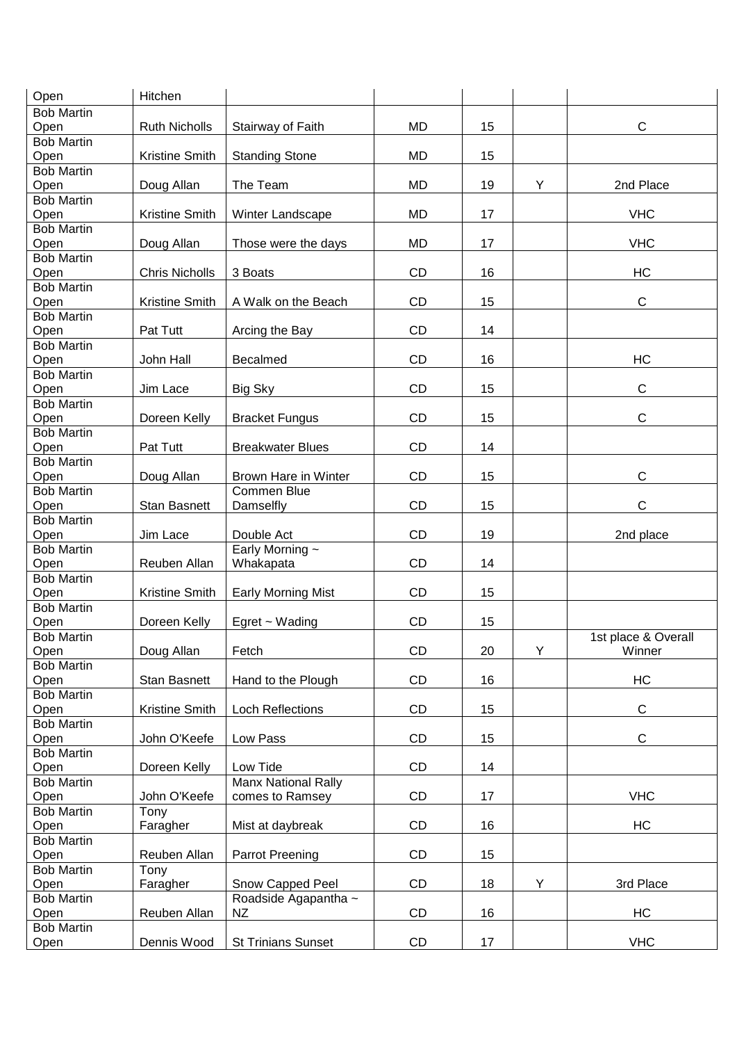| | | | | | | |
|---|---|---|---|---|---|---|
| Open | Hitchen | | | | | |
| Bob Martin Open | Ruth Nicholls | Stairway of Faith | MD | 15 | | C |
| Bob Martin Open | Kristine Smith | Standing Stone | MD | 15 | | |
| Bob Martin Open | Doug Allan | The Team | MD | 19 | Y | 2nd Place |
| Bob Martin Open | Kristine Smith | Winter Landscape | MD | 17 | | VHC |
| Bob Martin Open | Doug Allan | Those were the days | MD | 17 | | VHC |
| Bob Martin Open | Chris Nicholls | 3 Boats | CD | 16 | | HC |
| Bob Martin Open | Kristine Smith | A Walk on the Beach | CD | 15 | | C |
| Bob Martin Open | Pat Tutt | Arcing the Bay | CD | 14 | | |
| Bob Martin Open | John Hall | Becalmed | CD | 16 | | HC |
| Bob Martin Open | Jim Lace | Big Sky | CD | 15 | | C |
| Bob Martin Open | Doreen Kelly | Bracket Fungus | CD | 15 | | C |
| Bob Martin Open | Pat Tutt | Breakwater Blues | CD | 14 | | |
| Bob Martin Open | Doug Allan | Brown Hare in Winter | CD | 15 | | C |
| Bob Martin Open | Stan Basnett | Commen Blue Damselfly | CD | 15 | | C |
| Bob Martin Open | Jim Lace | Double Act | CD | 19 | | 2nd place |
| Bob Martin Open | Reuben Allan | Early Morning ~ Whakapata | CD | 14 | | |
| Bob Martin Open | Kristine Smith | Early Morning Mist | CD | 15 | | |
| Bob Martin Open | Doreen Kelly | Egret ~ Wading | CD | 15 | | |
| Bob Martin Open | Doug Allan | Fetch | CD | 20 | Y | 1st place & Overall Winner |
| Bob Martin Open | Stan Basnett | Hand to the Plough | CD | 16 | | HC |
| Bob Martin Open | Kristine Smith | Loch Reflections | CD | 15 | | C |
| Bob Martin Open | John O'Keefe | Low Pass | CD | 15 | | C |
| Bob Martin Open | Doreen Kelly | Low Tide | CD | 14 | | |
| Bob Martin Open | John O'Keefe | Manx National Rally comes to Ramsey | CD | 17 | | VHC |
| Bob Martin Open | Tony Faragher | Mist at daybreak | CD | 16 | | HC |
| Bob Martin Open | Reuben Allan | Parrot Preening | CD | 15 | | |
| Bob Martin Open | Tony Faragher | Snow Capped Peel | CD | 18 | Y | 3rd Place |
| Bob Martin Open | Reuben Allan | Roadside Agapantha ~ NZ | CD | 16 | | HC |
| Bob Martin Open | Dennis Wood | St Trinians Sunset | CD | 17 | | VHC |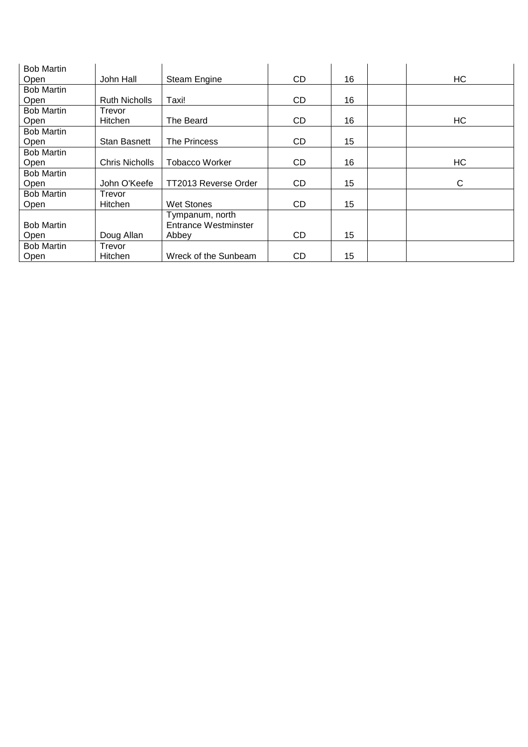| | | | | | | |
|---|---|---|---|---|---|---|
| Bob Martin Open | John Hall | Steam Engine | CD | 16 | | HC |
| Bob Martin Open | Ruth Nicholls | Taxi! | CD | 16 | | |
| Bob Martin Open | Trevor Hitchen | The Beard | CD | 16 | | HC |
| Bob Martin Open | Stan Basnett | The Princess | CD | 15 | | |
| Bob Martin Open | Chris Nicholls | Tobacco Worker | CD | 16 | | HC |
| Bob Martin Open | John O'Keefe | TT2013 Reverse Order | CD | 15 | | C |
| Bob Martin Open | Trevor Hitchen | Wet Stones | CD | 15 | | |
| Bob Martin Open | Doug Allan | Tympanum, north Entrance Westminster Abbey | CD | 15 | | |
| Bob Martin Open | Trevor Hitchen | Wreck of the Sunbeam | CD | 15 | | |